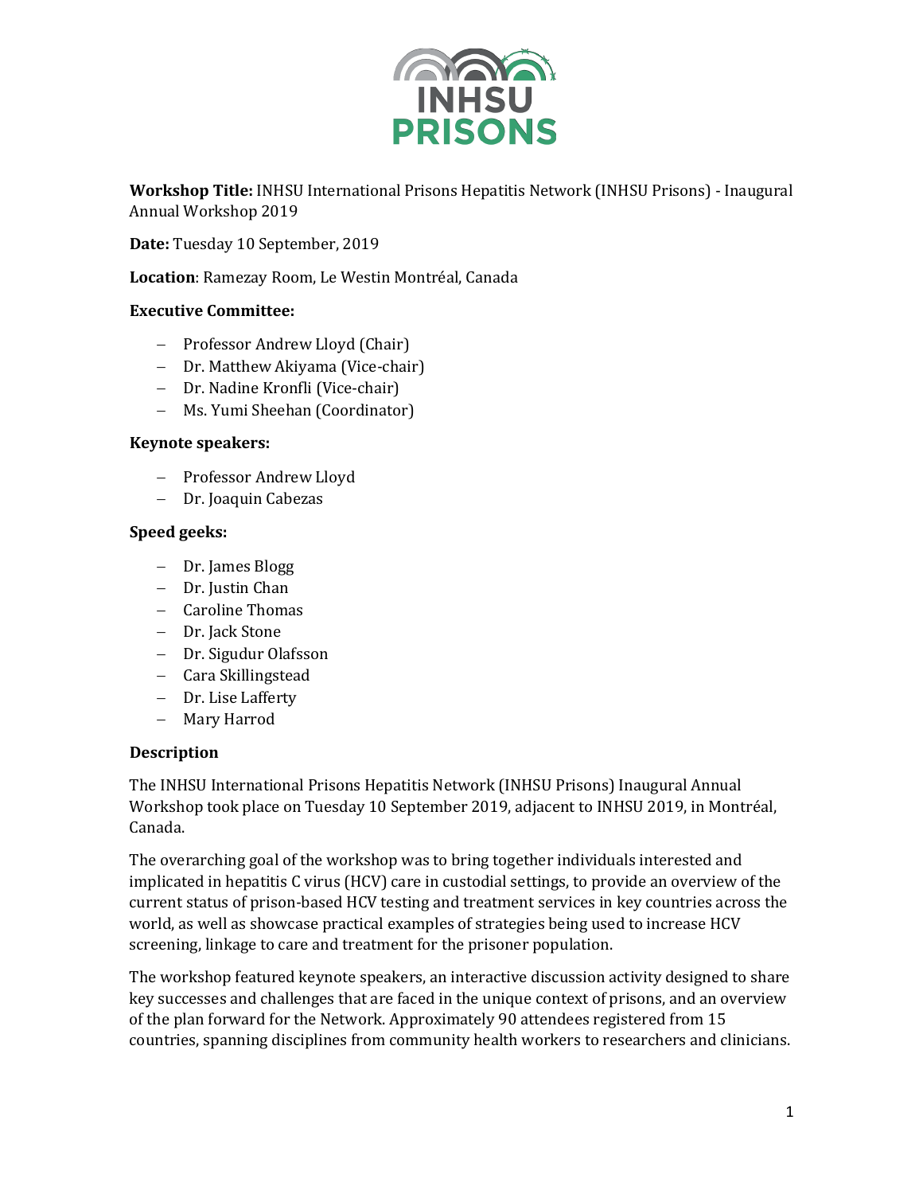**Workshop Title:** INHSU International Prisons Hepatitis Network (INHSU Prisons) - Inaugural Annual Workshop 2019

**Date:** Tuesday 10 September, 2019

**Location**: Ramezay Room, Le Westin Montréal, Canada

**Executive Committee:**

- Professor Andrew Lloyd (Chair)
- Dr. Matthew Akiyama (Vice-chair)
- Dr. Nadine Kronfli (Vice-chair)
- Ms. Yumi Sheehan (Coordinator)

**Keynote speakers:**

- Professor Andrew Lloyd
- Dr. Joaquin Cabezas

**Speed geeks:**

- Dr. James Blogg
- Dr. Justin Chan
- Caroline Thomas
- Dr. Jack Stone
- Dr. Sigudur Olafsson
- Cara Skillingstead
- Dr. Lise Lafferty
- Mary Harrod

### Description

The INHSU International Prisons Hepatitis Network (INHSU Prisons) Inaugural Annual Workshop took place on Tuesday 10 September 2019, adjacent to INHSU 2019, in Montréal, Canada.

The overarching goal of the workshop was to bring together individuals interested and implicated in hepatitis C virus (HCV) care in custodial settings, to provide an overview of the current status of prison-based HCV testing and treatment services in key countries across the world, as well as showcase practical examples of strategies being used to increase HCV screening, linkage to care and treatment for the prisoner population.

The workshop featured keynote speakers, an interactive discussion activity designed to share key successes and challenges that are faced in the unique context of prisons, and an overview of the plan forward for the Network. Approximately 90 attendees registered from 15 countries, spanning disciplines from community health workers to researchers and clinicians.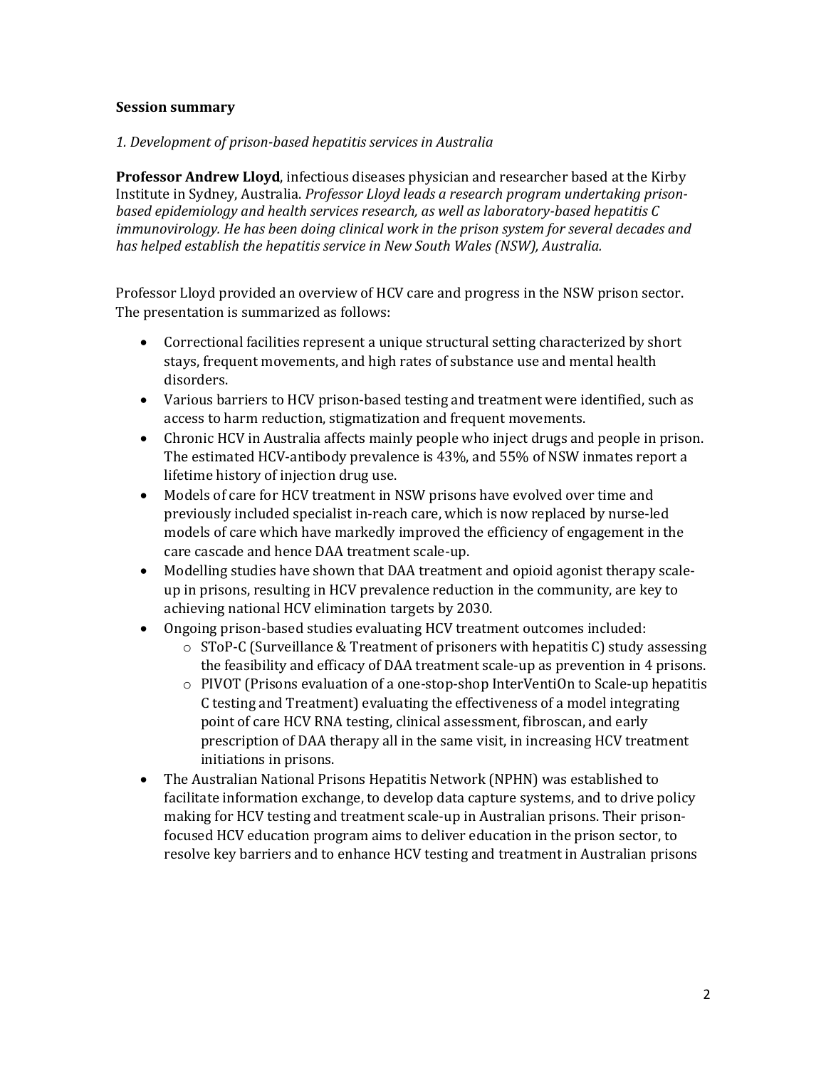**Session summary**

*1. Development of prison-based hepatitis services in Australia*

**Professor Andrew Lloyd**, infectious diseases physician and researcher based at the Kirby Institute in Sydney, Australia. *Professor Lloyd leads a research program undertaking prison-based epidemiology and health services research, as well as laboratory-based hepatitis C immunovirology. He has been doing clinical work in the prison system for several decades and has helped establish the hepatitis service in New South Wales (NSW), Australia.*

Professor Lloyd provided an overview of HCV care and progress in the NSW prison sector. The presentation is summarized as follows:

- Correctional facilities represent a unique structural setting characterized by short stays, frequent movements, and high rates of substance use and mental health disorders.
- Various barriers to HCV prison-based testing and treatment were identified, such as access to harm reduction, stigmatization and frequent movements.
- Chronic HCV in Australia affects mainly people who inject drugs and people in prison. The estimated HCV-antibody prevalence is 43%, and 55% of NSW inmates report a lifetime history of injection drug use.
- Models of care for HCV treatment in NSW prisons have evolved over time and previously included specialist in-reach care, which is now replaced by nurse-led models of care which have markedly improved the efficiency of engagement in the care cascade and hence DAA treatment scale-up.
- Modelling studies have shown that DAA treatment and opioid agonist therapy scale-up in prisons, resulting in HCV prevalence reduction in the community, are key to achieving national HCV elimination targets by 2030.
- Ongoing prison-based studies evaluating HCV treatment outcomes included:
  - SToP-C (Surveillance & Treatment of prisoners with hepatitis C) study assessing the feasibility and efficacy of DAA treatment scale-up as prevention in 4 prisons.
  - PIVOT (Prisons evaluation of a one-stop-shop InterVentiOn to Scale-up hepatitis C testing and Treatment) evaluating the effectiveness of a model integrating point of care HCV RNA testing, clinical assessment, fibroscan, and early prescription of DAA therapy all in the same visit, in increasing HCV treatment initiations in prisons.
- The Australian National Prisons Hepatitis Network (NPHN) was established to facilitate information exchange, to develop data capture systems, and to drive policy making for HCV testing and treatment scale-up in Australian prisons. Their prison-focused HCV education program aims to deliver education in the prison sector, to resolve key barriers and to enhance HCV testing and treatment in Australian prisons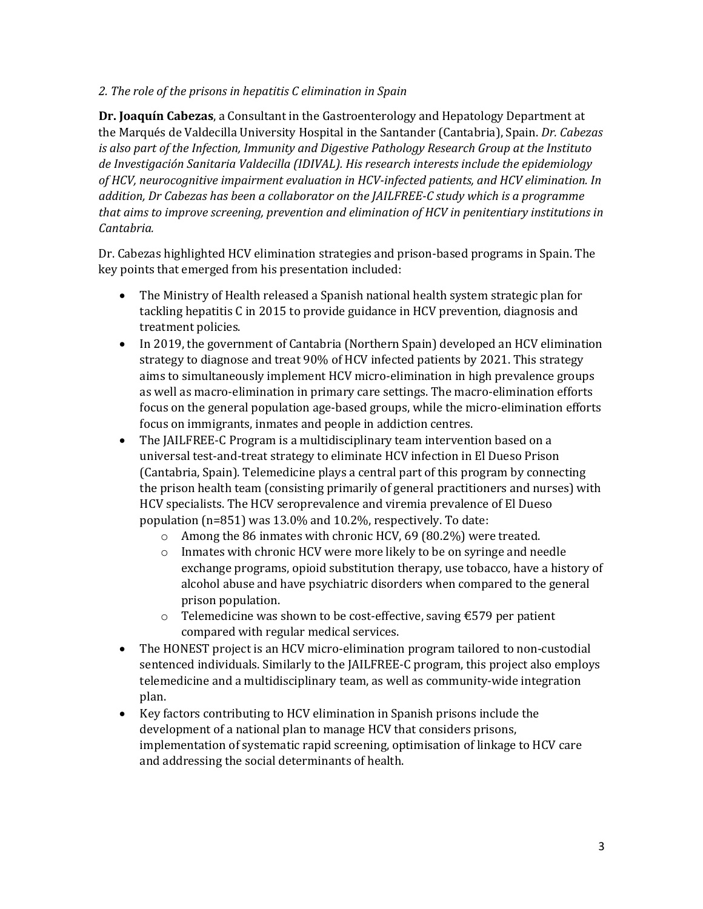*2. The role of the prisons in hepatitis C elimination in Spain*

**Dr. Joaquín Cabezas**, a Consultant in the Gastroenterology and Hepatology Department at the Marqués de Valdecilla University Hospital in the Santander (Cantabria), Spain. *Dr. Cabezas is also part of the Infection, Immunity and Digestive Pathology Research Group at the Instituto de Investigación Sanitaria Valdecilla (IDIVAL). His research interests include the epidemiology of HCV, neurocognitive impairment evaluation in HCV-infected patients, and HCV elimination. In addition, Dr Cabezas has been a collaborator on the JAILFREE-C study which is a programme that aims to improve screening, prevention and elimination of HCV in penitentiary institutions in Cantabria.*

Dr. Cabezas highlighted HCV elimination strategies and prison-based programs in Spain. The key points that emerged from his presentation included:

- The Ministry of Health released a Spanish national health system strategic plan for tackling hepatitis C in 2015 to provide guidance in HCV prevention, diagnosis and treatment policies.
- In 2019, the government of Cantabria (Northern Spain) developed an HCV elimination strategy to diagnose and treat 90% of HCV infected patients by 2021. This strategy aims to simultaneously implement HCV micro-elimination in high prevalence groups as well as macro-elimination in primary care settings. The macro-elimination efforts focus on the general population age-based groups, while the micro-elimination efforts focus on immigrants, inmates and people in addiction centres.
- The JAILFREE-C Program is a multidisciplinary team intervention based on a universal test-and-treat strategy to eliminate HCV infection in El Dueso Prison (Cantabria, Spain). Telemedicine plays a central part of this program by connecting the prison health team (consisting primarily of general practitioners and nurses) with HCV specialists. The HCV seroprevalence and viremia prevalence of El Dueso population (n=851) was 13.0% and 10.2%, respectively. To date:
    - Among the 86 inmates with chronic HCV, 69 (80.2%) were treated.
    - Inmates with chronic HCV were more likely to be on syringe and needle exchange programs, opioid substitution therapy, use tobacco, have a history of alcohol abuse and have psychiatric disorders when compared to the general prison population.
    - Telemedicine was shown to be cost-effective, saving €579 per patient compared with regular medical services.
- The HONEST project is an HCV micro-elimination program tailored to non-custodial sentenced individuals. Similarly to the JAILFREE-C program, this project also employs telemedicine and a multidisciplinary team, as well as community-wide integration plan.
- Key factors contributing to HCV elimination in Spanish prisons include the development of a national plan to manage HCV that considers prisons, implementation of systematic rapid screening, optimisation of linkage to HCV care and addressing the social determinants of health.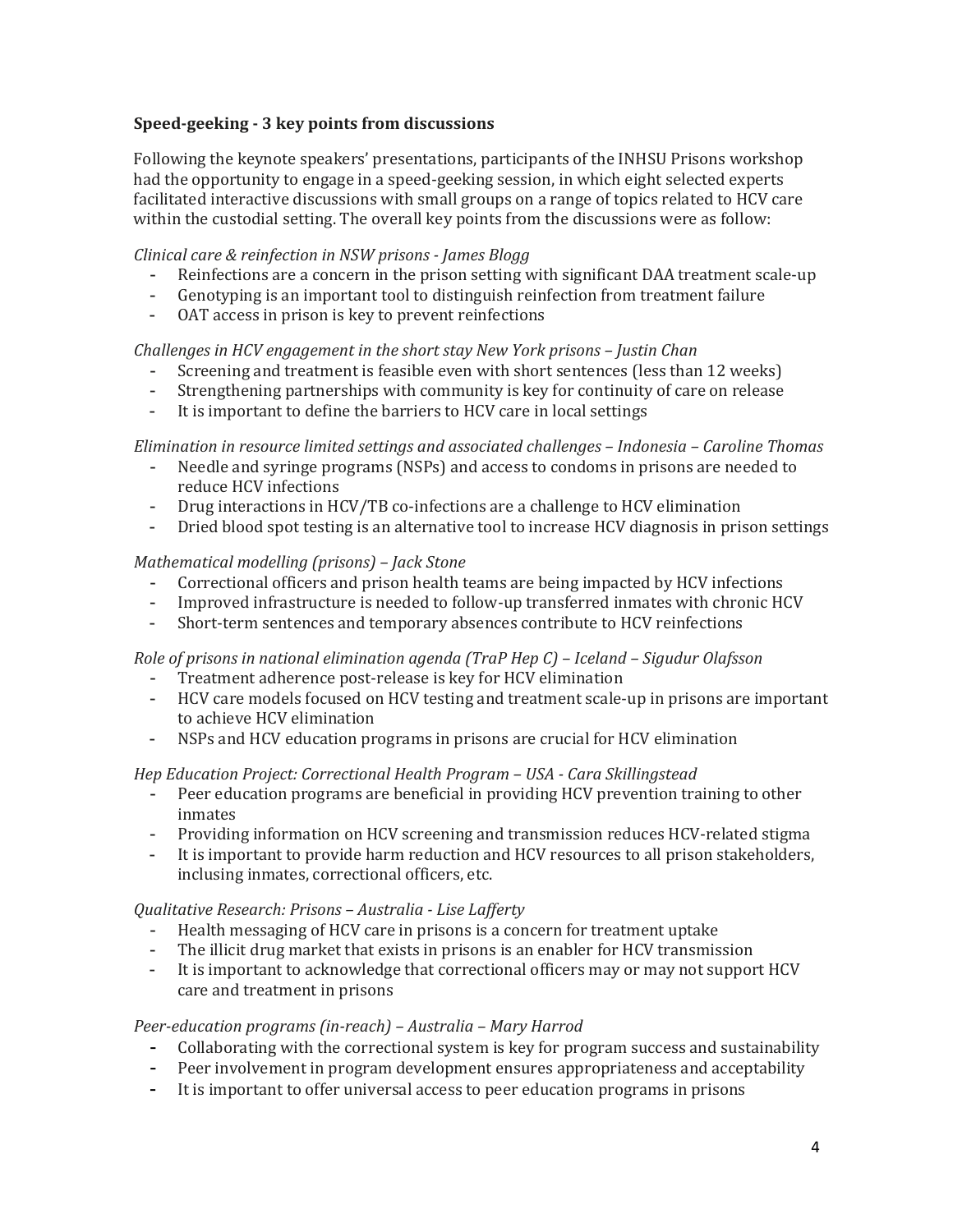**Speed-geeking - 3 key points from discussions**

Following the keynote speakers' presentations, participants of the INHSU Prisons workshop had the opportunity to engage in a speed-geeking session, in which eight selected experts facilitated interactive discussions with small groups on a range of topics related to HCV care within the custodial setting. The overall key points from the discussions were as follow:

*Clinical care & reinfection in NSW prisons - James Blogg*

- Reinfections are a concern in the prison setting with significant DAA treatment scale-up
- Genotyping is an important tool to distinguish reinfection from treatment failure
- OAT access in prison is key to prevent reinfections

*Challenges in HCV engagement in the short stay New York prisons – Justin Chan*

- Screening and treatment is feasible even with short sentences (less than 12 weeks)
- Strengthening partnerships with community is key for continuity of care on release
- It is important to define the barriers to HCV care in local settings

*Elimination in resource limited settings and associated challenges – Indonesia – Caroline Thomas*

- Needle and syringe programs (NSPs) and access to condoms in prisons are needed to reduce HCV infections
- Drug interactions in HCV/TB co-infections are a challenge to HCV elimination
- Dried blood spot testing is an alternative tool to increase HCV diagnosis in prison settings

*Mathematical modelling (prisons) – Jack Stone*

- Correctional officers and prison health teams are being impacted by HCV infections
- Improved infrastructure is needed to follow-up transferred inmates with chronic HCV
- Short-term sentences and temporary absences contribute to HCV reinfections

*Role of prisons in national elimination agenda (TraP Hep C) – Iceland – Sigudur Olafsson*

- Treatment adherence post-release is key for HCV elimination
- HCV care models focused on HCV testing and treatment scale-up in prisons are important to achieve HCV elimination
- NSPs and HCV education programs in prisons are crucial for HCV elimination

*Hep Education Project: Correctional Health Program – USA - Cara Skillingstead*

- Peer education programs are beneficial in providing HCV prevention training to other inmates
- Providing information on HCV screening and transmission reduces HCV-related stigma
- It is important to provide harm reduction and HCV resources to all prison stakeholders, inclusing inmates, correctional officers, etc.

*Qualitative Research: Prisons – Australia - Lise Lafferty*

- Health messaging of HCV care in prisons is a concern for treatment uptake
- The illicit drug market that exists in prisons is an enabler for HCV transmission
- It is important to acknowledge that correctional officers may or may not support HCV care and treatment in prisons

*Peer-education programs (in-reach) – Australia – Mary Harrod*

- Collaborating with the correctional system is key for program success and sustainability
- Peer involvement in program development ensures appropriateness and acceptability
- It is important to offer universal access to peer education programs in prisons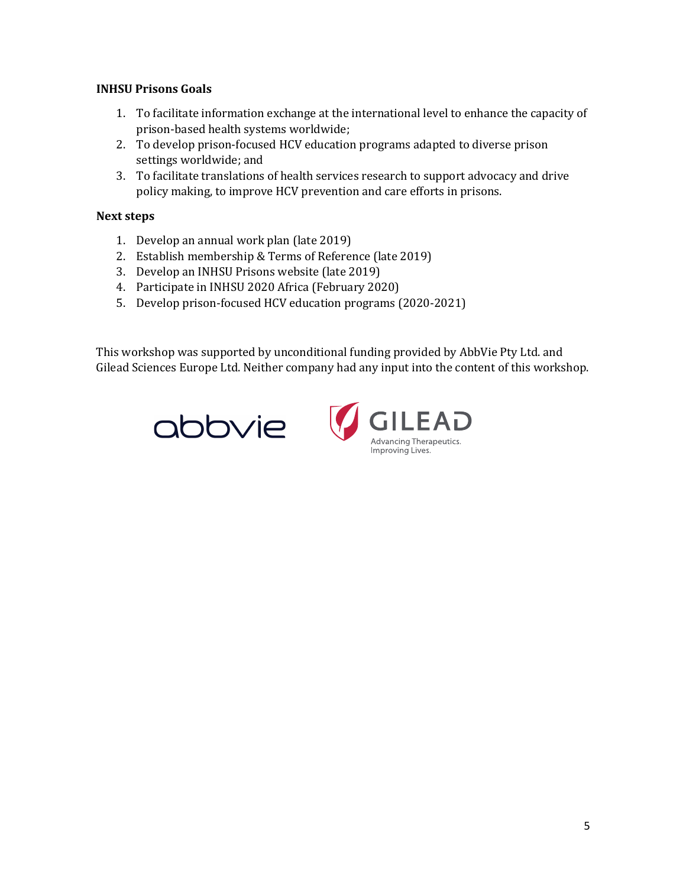**INHSU Prisons Goals**

1. To facilitate information exchange at the international level to enhance the capacity of prison-based health systems worldwide;
2. To develop prison-focused HCV education programs adapted to diverse prison settings worldwide; and
3. To facilitate translations of health services research to support advocacy and drive policy making, to improve HCV prevention and care efforts in prisons.

**Next steps**

1. Develop an annual work plan (late 2019)
2. Establish membership & Terms of Reference (late 2019)
3. Develop an INHSU Prisons website (late 2019)
4. Participate in INHSU 2020 Africa (February 2020)
5. Develop prison-focused HCV education programs (2020-2021)

This workshop was supported by unconditional funding provided by AbbVie Pty Ltd. and Gilead Sciences Europe Ltd. Neither company had any input into the content of this workshop.

abbvie

GILEAD
Advancing Therapeutics.
Improving Lives.